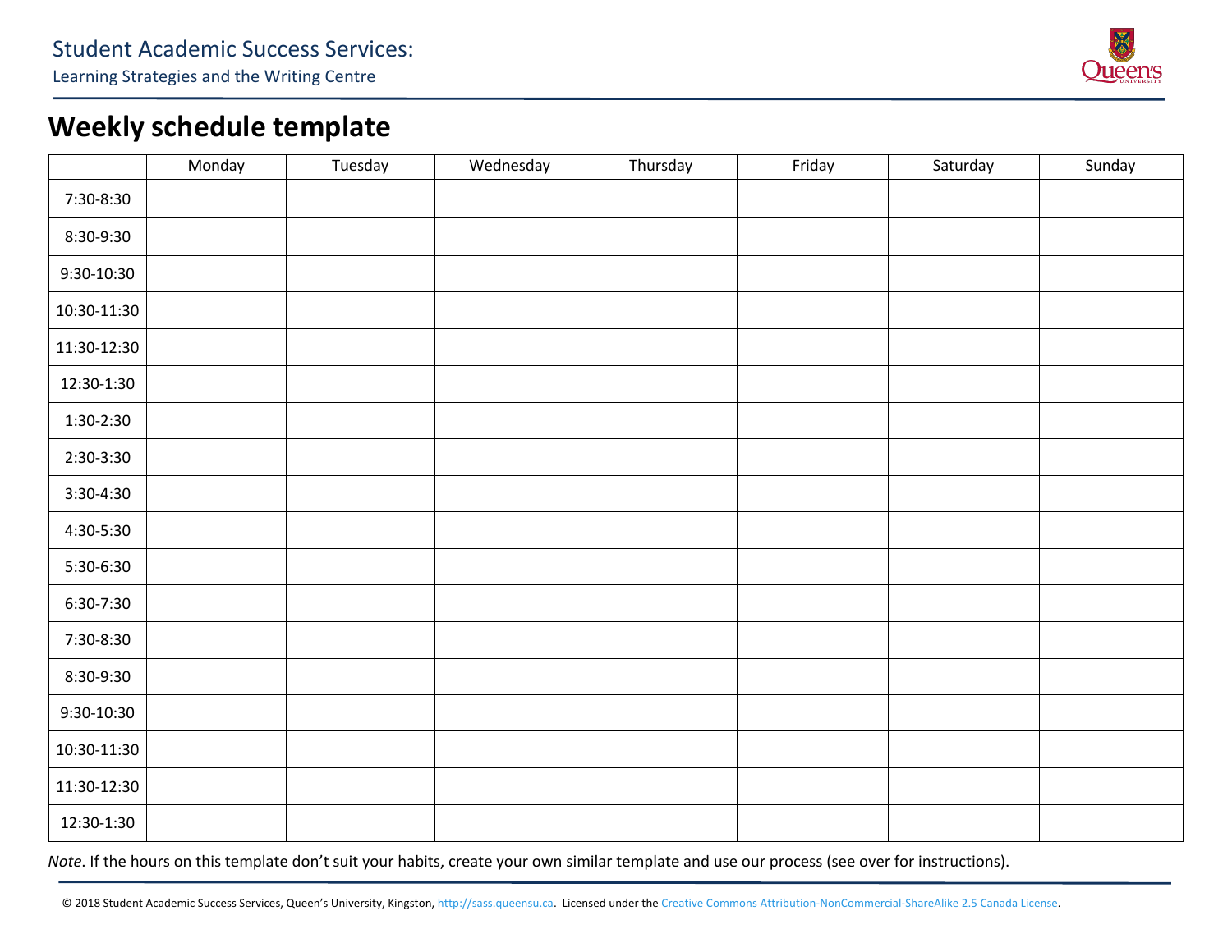Student Academic Success Services:
Learning Strategies and the Writing Centre

# Weekly schedule template

| | Monday | Tuesday | Wednesday | Thursday | Friday | Saturday | Sunday |
|---|---|---|---|---|---|---|---|
| 7:30-8:30 | | | | | | | |
| 8:30-9:30 | | | | | | | |
| 9:30-10:30 | | | | | | | |
| 10:30-11:30 | | | | | | | |
| 11:30-12:30 | | | | | | | |
| 12:30-1:30 | | | | | | | |
| 1:30-2:30 | | | | | | | |
| 2:30-3:30 | | | | | | | |
| 3:30-4:30 | | | | | | | |
| 4:30-5:30 | | | | | | | |
| 5:30-6:30 | | | | | | | |
| 6:30-7:30 | | | | | | | |
| 7:30-8:30 | | | | | | | |
| 8:30-9:30 | | | | | | | |
| 9:30-10:30 | | | | | | | |
| 10:30-11:30 | | | | | | | |
| 11:30-12:30 | | | | | | | |
| 12:30-1:30 | | | | | | | |

*Note*. If the hours on this template don't suit your habits, create your own similar template and use our process (see over for instructions).

© 2018 Student Academic Success Services, Queen's University, Kingston, http://sass.queensu.ca. Licensed under the Creative Commons Attribution-NonCommercial-ShareAlike 2.5 Canada License.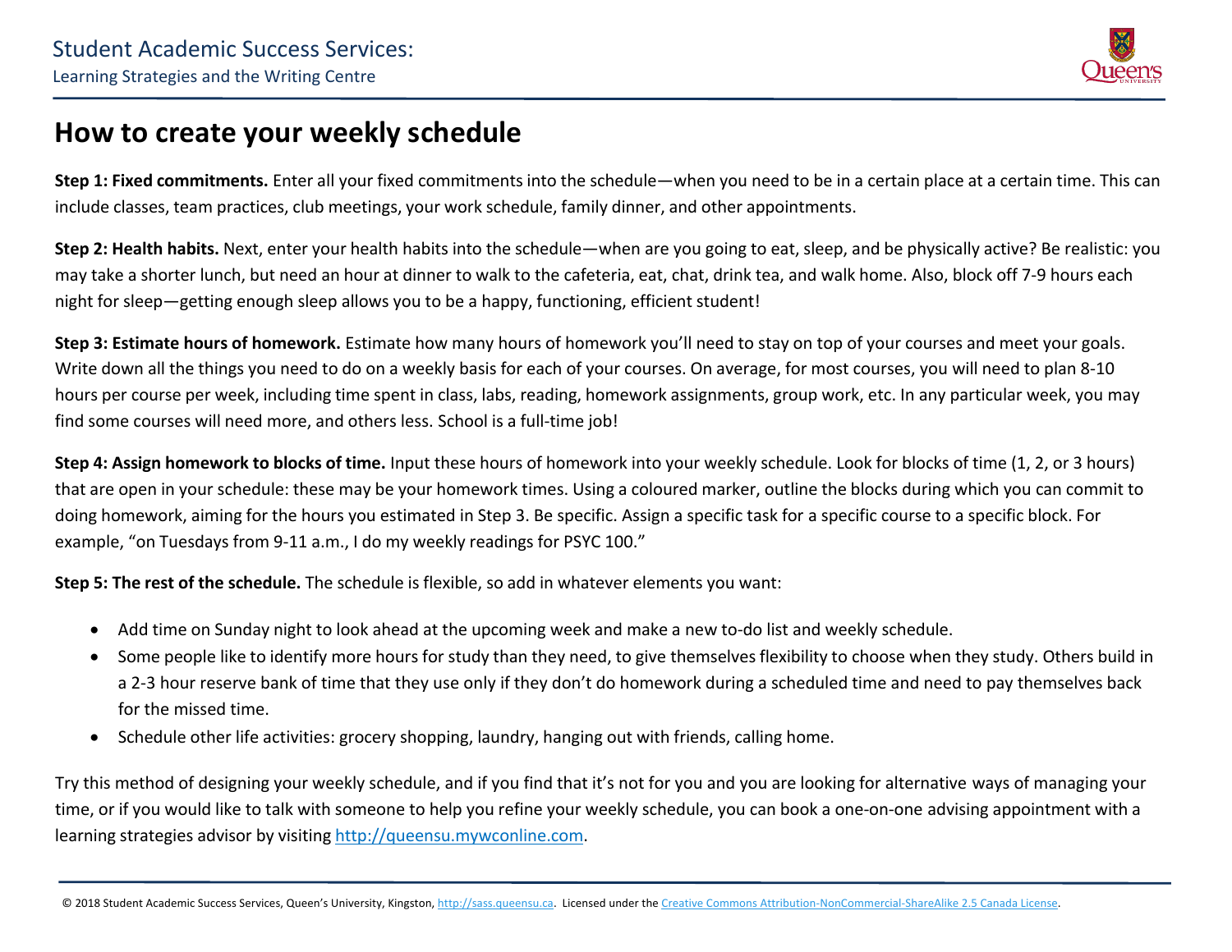# How to create your weekly schedule

**Step 1: Fixed commitments.** Enter all your fixed commitments into the schedule—when you need to be in a certain place at a certain time. This can include classes, team practices, club meetings, your work schedule, family dinner, and other appointments.

**Step 2: Health habits.** Next, enter your health habits into the schedule—when are you going to eat, sleep, and be physically active? Be realistic: you may take a shorter lunch, but need an hour at dinner to walk to the cafeteria, eat, chat, drink tea, and walk home. Also, block off 7-9 hours each night for sleep—getting enough sleep allows you to be a happy, functioning, efficient student!

**Step 3: Estimate hours of homework.** Estimate how many hours of homework you'll need to stay on top of your courses and meet your goals. Write down all the things you need to do on a weekly basis for each of your courses. On average, for most courses, you will need to plan 8-10 hours per course per week, including time spent in class, labs, reading, homework assignments, group work, etc. In any particular week, you may find some courses will need more, and others less. School is a full-time job!

**Step 4: Assign homework to blocks of time.** Input these hours of homework into your weekly schedule. Look for blocks of time (1, 2, or 3 hours) that are open in your schedule: these may be your homework times. Using a coloured marker, outline the blocks during which you can commit to doing homework, aiming for the hours you estimated in Step 3. Be specific. Assign a specific task for a specific course to a specific block. For example, "on Tuesdays from 9-11 a.m., I do my weekly readings for PSYC 100."

**Step 5: The rest of the schedule.** The schedule is flexible, so add in whatever elements you want:

- Add time on Sunday night to look ahead at the upcoming week and make a new to-do list and weekly schedule.
- Some people like to identify more hours for study than they need, to give themselves flexibility to choose when they study. Others build in a 2-3 hour reserve bank of time that they use only if they don't do homework during a scheduled time and need to pay themselves back for the missed time.
- Schedule other life activities: grocery shopping, laundry, hanging out with friends, calling home.

Try this method of designing your weekly schedule, and if you find that it's not for you and you are looking for alternative ways of managing your time, or if you would like to talk with someone to help you refine your weekly schedule, you can book a one-on-one advising appointment with a learning strategies advisor by visiting http://queensu.mywconline.com.